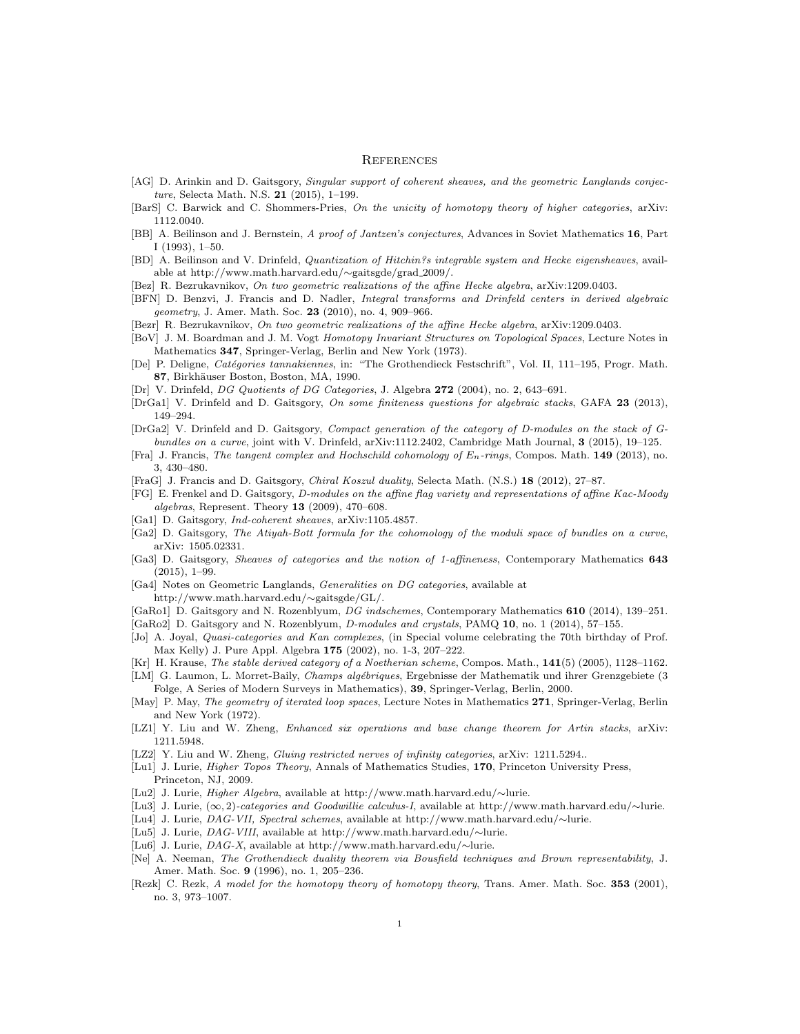# References

[AG] D. Arinkin and D. Gaitsgory, *Singular support of coherent sheaves, and the geometric Langlands conjecture*, Selecta Math. N.S. **21** (2015), 1–199.

[BarS] C. Barwick and C. Shommers-Pries, *On the unicity of homotopy theory of higher categories*, arXiv: 1112.0040.

[BB] A. Beilinson and J. Bernstein, *A proof of Jantzen's conjectures*, Advances in Soviet Mathematics **16**, Part I (1993), 1–50.

[BD] A. Beilinson and V. Drinfeld, *Quantization of Hitchin?s integrable system and Hecke eigensheaves*, available at http://www.math.harvard.edu/∼gaitsgde/grad_2009/.

[Bez] R. Bezrukavnikov, *On two geometric realizations of the affine Hecke algebra*, arXiv:1209.0403.

[BFN] D. Benzvi, J. Francis and D. Nadler, *Integral transforms and Drinfeld centers in derived algebraic geometry*, J. Amer. Math. Soc. **23** (2010), no. 4, 909–966.

[Bezr] R. Bezrukavnikov, *On two geometric realizations of the affine Hecke algebra*, arXiv:1209.0403.

[BoV] J. M. Boardman and J. M. Vogt *Homotopy Invariant Structures on Topological Spaces*, Lecture Notes in Mathematics **347**, Springer-Verlag, Berlin and New York (1973).

[De] P. Deligne, *Catégories tannakiennes*, in: "The Grothendieck Festschrift", Vol. II, 111–195, Progr. Math. **87**, Birkhäuser Boston, Boston, MA, 1990.

[Dr] V. Drinfeld, *DG Quotients of DG Categories*, J. Algebra **272** (2004), no. 2, 643–691.

[DrGa1] V. Drinfeld and D. Gaitsgory, *On some finiteness questions for algebraic stacks*, GAFA **23** (2013), 149–294.

[DrGa2] V. Drinfeld and D. Gaitsgory, *Compact generation of the category of D-modules on the stack of G-bundles on a curve*, joint with V. Drinfeld, arXiv:1112.2402, Cambridge Math Journal, **3** (2015), 19–125.

[Fra] J. Francis, *The tangent complex and Hochschild cohomology of $E_n$-rings*, Compos. Math. **149** (2013), no. 3, 430–480.

[FraG] J. Francis and D. Gaitsgory, *Chiral Koszul duality*, Selecta Math. (N.S.) **18** (2012), 27–87.

[FG] E. Frenkel and D. Gaitsgory, *D-modules on the affine flag variety and representations of affine Kac-Moody algebras*, Represent. Theory **13** (2009), 470–608.

[Ga1] D. Gaitsgory, *Ind-coherent sheaves*, arXiv:1105.4857.

[Ga2] D. Gaitsgory, *The Atiyah-Bott formula for the cohomology of the moduli space of bundles on a curve*, arXiv: 1505.02331.

[Ga3] D. Gaitsgory, *Sheaves of categories and the notion of 1-affineness*, Contemporary Mathematics **643** (2015), 1–99.

[Ga4] Notes on Geometric Langlands, *Generalities on DG categories*, available at http://www.math.harvard.edu/∼gaitsgde/GL/.

[GaRo1] D. Gaitsgory and N. Rozenblyum, *DG indschemes*, Contemporary Mathematics **610** (2014), 139–251.

[GaRo2] D. Gaitsgory and N. Rozenblyum, *D-modules and crystals*, PAMQ **10**, no. 1 (2014), 57–155.

[Jo] A. Joyal, *Quasi-categories and Kan complexes*, (in Special volume celebrating the 70th birthday of Prof. Max Kelly) J. Pure Appl. Algebra **175** (2002), no. 1-3, 207–222.

[Kr] H. Krause, *The stable derived category of a Noetherian scheme*, Compos. Math., **141**(5) (2005), 1128–1162.

[LM] G. Laumon, L. Morret-Baily, *Champs algébriques*, Ergebnisse der Mathematik und ihrer Grenzgebiete (3 Folge, A Series of Modern Surveys in Mathematics), **39**, Springer-Verlag, Berlin, 2000.

[May] P. May, *The geometry of iterated loop spaces*, Lecture Notes in Mathematics **271**, Springer-Verlag, Berlin and New York (1972).

[LZ1] Y. Liu and W. Zheng, *Enhanced six operations and base change theorem for Artin stacks*, arXiv: 1211.5948.

[LZ2] Y. Liu and W. Zheng, *Gluing restricted nerves of infinity categories*, arXiv: 1211.5294..

[Lu1] J. Lurie, *Higher Topos Theory*, Annals of Mathematics Studies, **170**, Princeton University Press, Princeton, NJ, 2009.

[Lu2] J. Lurie, *Higher Algebra*, available at http://www.math.harvard.edu/∼lurie.

[Lu3] J. Lurie, *$(\infty, 2)$-categories and Goodwillie calculus-I*, available at http://www.math.harvard.edu/∼lurie.

[Lu4] J. Lurie, *DAG-VII, Spectral schemes*, available at http://www.math.harvard.edu/∼lurie.

[Lu5] J. Lurie, *DAG-VIII*, available at http://www.math.harvard.edu/∼lurie.

[Lu6] J. Lurie, *DAG-X*, available at http://www.math.harvard.edu/∼lurie.

[Ne] A. Neeman, *The Grothendieck duality theorem via Bousfield techniques and Brown representability*, J. Amer. Math. Soc. **9** (1996), no. 1, 205–236.

[Rezk] C. Rezk, *A model for the homotopy theory of homotopy theory*, Trans. Amer. Math. Soc. **353** (2001), no. 3, 973–1007.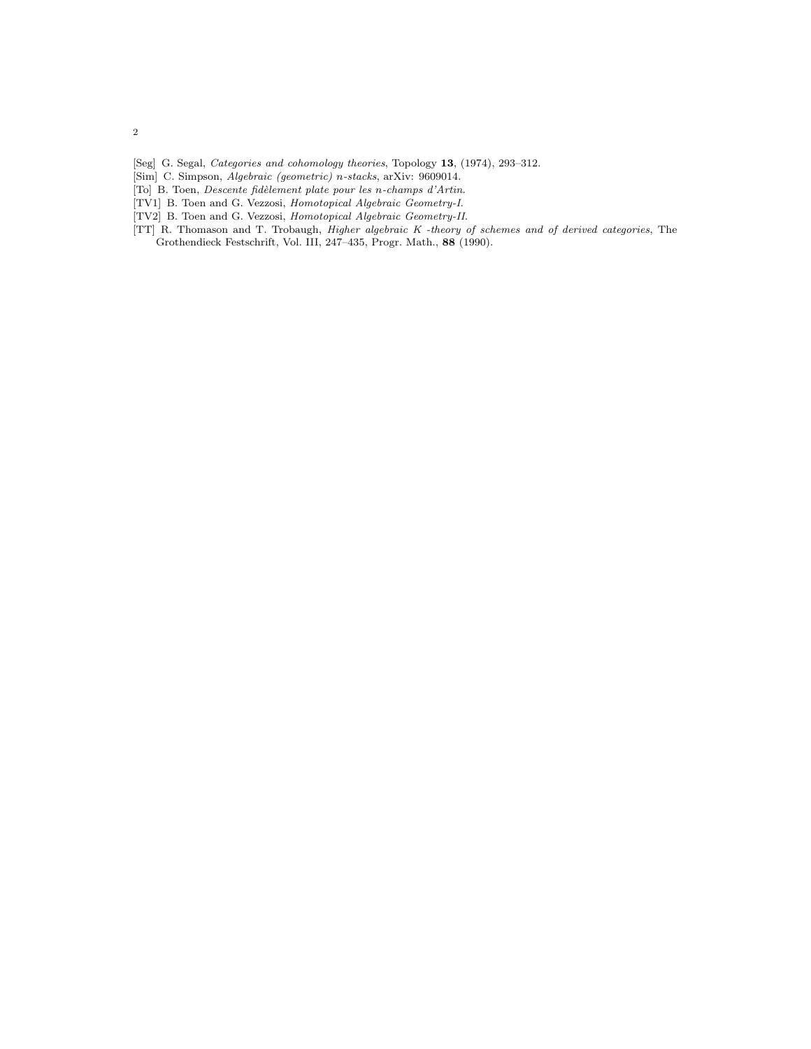[Seg] G. Segal, *Categories and cohomology theories*, Topology **13**, (1974), 293–312.

[Sim] C. Simpson, *Algebraic (geometric) n-stacks*, arXiv: 9609014.

[To] B. Toen, *Descente fidèlement plate pour les n-champs d'Artin*.

[TV1] B. Toen and G. Vezzosi, *Homotopical Algebraic Geometry-I*.

[TV2] B. Toen and G. Vezzosi, *Homotopical Algebraic Geometry-II*.

[TT] R. Thomason and T. Trobaugh, *Higher algebraic K -theory of schemes and of derived categories*, The Grothendieck Festschrift, Vol. III, 247–435, Progr. Math., **88** (1990).